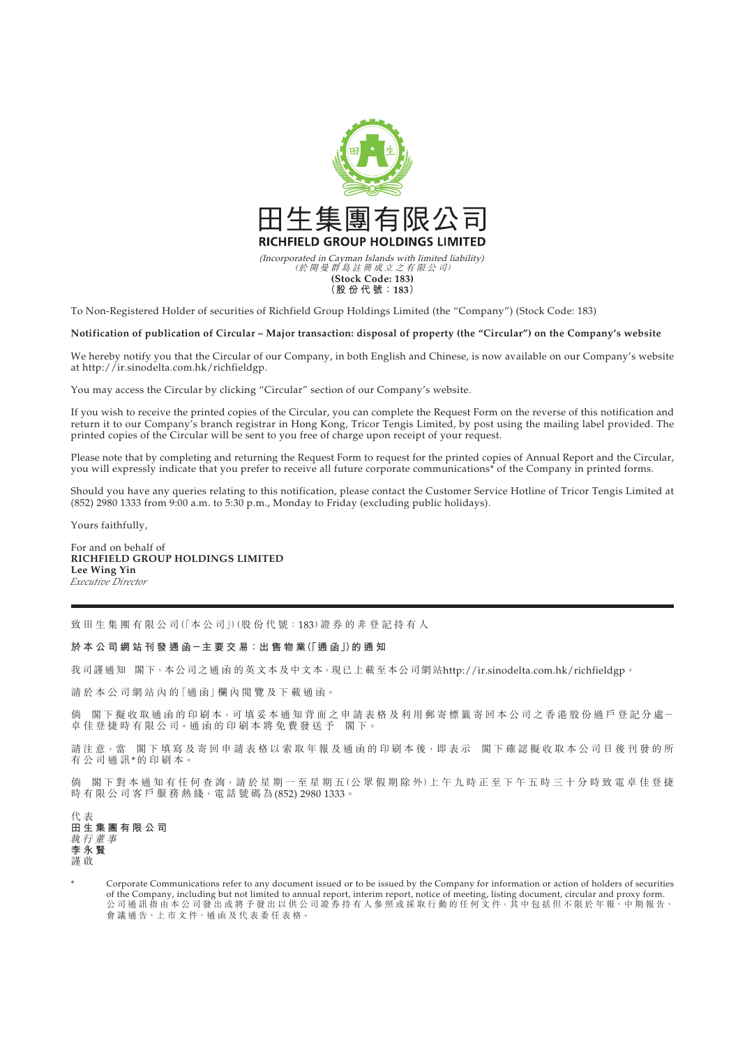# 田生集團有限公司
## RICHFIELD GROUP HOLDINGS LIMITED

*(Incorporated in Cayman Islands with limited liability)*
*(於開曼群島註冊成立之有限公司)*
**(Stock Code: 183)**
**（股份代號：183）**

To Non-Registered Holder of securities of Richfield Group Holdings Limited (the "Company") (Stock Code: 183)

**Notification of publication of Circular – Major transaction: disposal of property (the "Circular") on the Company's website**

We hereby notify you that the Circular of our Company, in both English and Chinese, is now available on our Company's website at http://ir.sinodelta.com.hk/richfieldgp.

You may access the Circular by clicking "Circular" section of our Company's website.

If you wish to receive the printed copies of the Circular, you can complete the Request Form on the reverse of this notification and return it to our Company's branch registrar in Hong Kong, Tricor Tengis Limited, by post using the mailing label provided. The printed copies of the Circular will be sent to you free of charge upon receipt of your request.

Please note that by completing and returning the Request Form to request for the printed copies of Annual Report and the Circular, you will expressly indicate that you prefer to receive all future corporate communications* of the Company in printed forms.

Should you have any queries relating to this notification, please contact the Customer Service Hotline of Tricor Tengis Limited at (852) 2980 1333 from 9:00 a.m. to 5:30 p.m., Monday to Friday (excluding public holidays).

Yours faithfully,

For and on behalf of
**RICHFIELD GROUP HOLDINGS LIMITED**
**Lee Wing Yin**
*Executive Director*

---

致田生集團有限公司(「本公司」)(股份代號：183)證券的非登記持有人

**於本公司網站刊發通函－主要交易：出售物業(「通函」)的通知**

我司謹通知　閣下，本公司之通函的英文本及中文本，現已上載至本公司網站http://ir.sinodelta.com.hk/richfieldgp。

請於本公司網站內的「通函」欄內閱覽及下載通函。

倘　閣下擬收取通函的印刷本，可填妥本通知背面之申請表格及利用郵寄標籤寄回本公司之香港股份過戶登記分處－卓佳登捷時有限公司。通函的印刷本將免費發送予　閣下。

請注意，當　閣下填寫及寄回申請表格以索取年報及通函的印刷本後，即表示　閣下確認擬收取本公司日後刊發的所有公司通訊*的印刷本。

倘　閣下對本通知有任何查詢，請於星期一至星期五(公眾假期除外)上午九時正至下午五時三十分時致電卓佳登捷時有限公司客戶服務熱綫，電話號碼為(852) 2980 1333。

代表
**田生集團有限公司**
*執行董事*
**李永賢**
謹啟

\* Corporate Communications refer to any document issued or to be issued by the Company for information or action of holders of securities of the Company, including but not limited to annual report, interim report, notice of meeting, listing document, circular and proxy form.
公司通訊指由本公司發出或將予發出以供公司證券持有人參照或採取行動的任何文件，其中包括但不限於年報、中期報告、會議通告、上市文件、通函及代表委任表格。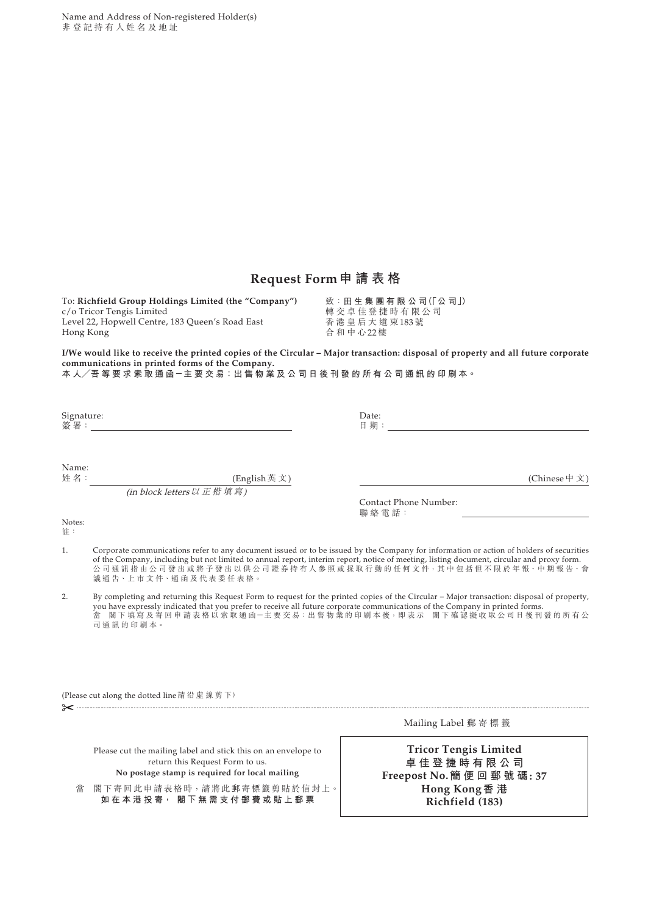Name and Address of Non-registered Holder(s)
非登記持有人姓名及地址

## Request Form 申請表格

To: **Richfield Group Holdings Limited (the "Company")**
c/o Tricor Tengis Limited
Level 22, Hopwell Centre, 183 Queen's Road East
Hong Kong

致：**田生集團有限公司(「公司」)**
轉交卓佳登捷時有限公司
香港皇后大道東183號
合和中心22樓

**I/We would like to receive the printed copies of the Circular – Major transaction: disposal of property and all future corporate communications in printed forms of the Company.**
**本人／吾等要求索取通函－主要交易：出售物業及公司日後刊發的所有公司通訊的印刷本。**

Signature:
簽署：

Date:
日期：

Name:
姓名： (English 英文) (Chinese 中文)
*(in block letters 以正楷填寫)*

Contact Phone Number:
聯絡電話：

Notes:
註：

1. Corporate communications refer to any document issued or to be issued by the Company for information or action of holders of securities of the Company, including but not limited to annual report, interim report, notice of meeting, listing document, circular and proxy form.
公司通訊指由公司發出或將予發出以供公司證券持有人參照或採取行動的任何文件，其中包括但不限於年報、中期報告、會議通告、上市文件、通函及代表委任表格。

2. By completing and returning this Request Form to request for the printed copies of the Circular – Major transaction: disposal of property, you have expressly indicated that you prefer to receive all future corporate communications of the Company in printed forms.
當 閣下填寫及寄回申請表格以索取通函－主要交易：出售物業的印刷本後，即表示 閣下確認擬收取公司日後刊發的所有公司通訊的印刷本。

(Please cut along the dotted line 請沿虛線剪下)

Mailing Label 郵寄標籤

Please cut the mailing label and stick this on an envelope to return this Request Form to us.
**No postage stamp is required for local mailing**

當 閣下寄回此申請表格時，請將此郵寄標籤剪貼於信封上。
**如在本港投寄， 閣下無需支付郵費或貼上郵票**

**Tricor Tengis Limited**
**卓佳登捷時有限公司**
**Freepost No. 簡便回郵號碼: 37**
**Hong Kong 香港**
**Richfield (183)**